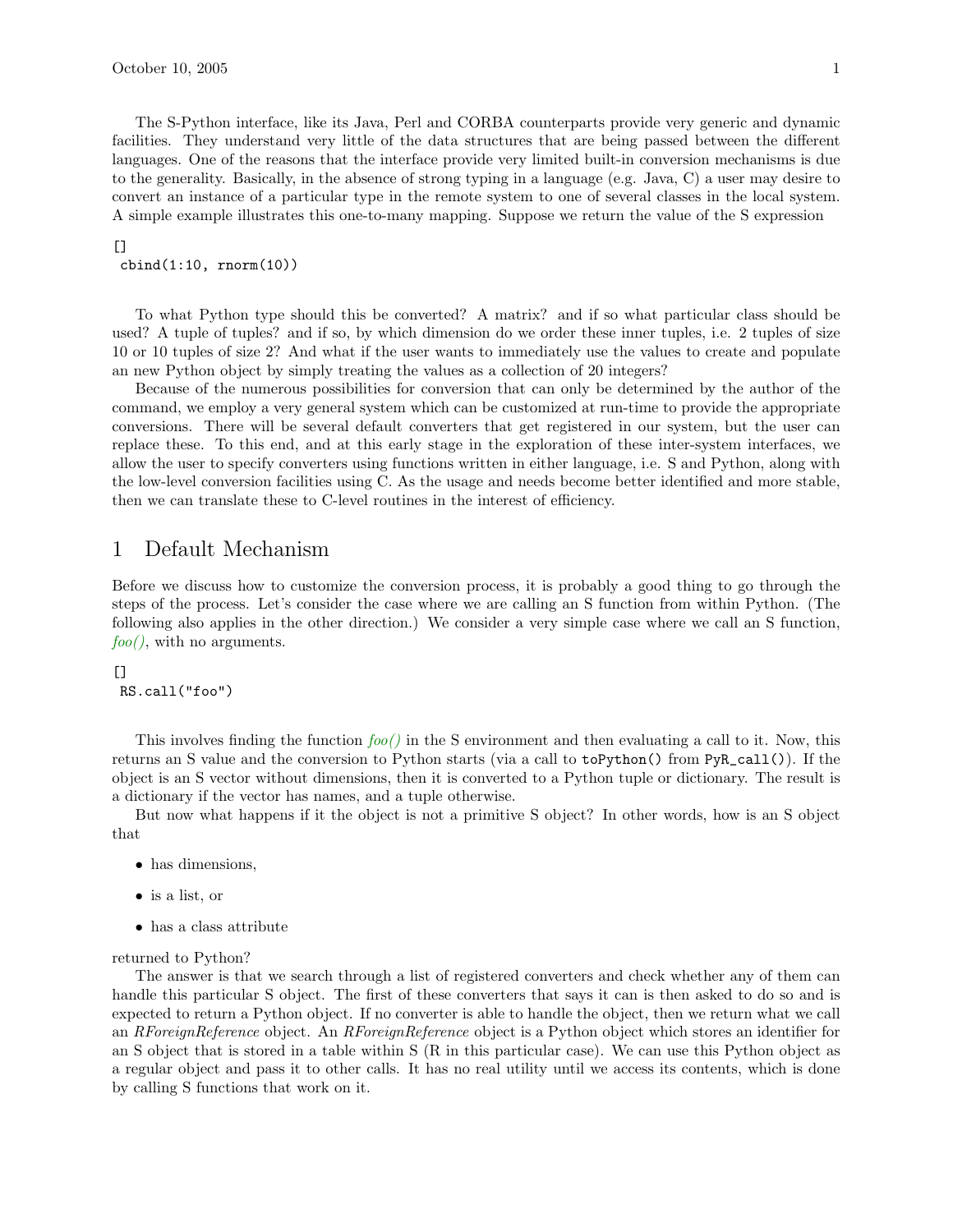The S-Python interface, like its Java, Perl and CORBA counterparts provide very generic and dynamic facilities. They understand very little of the data structures that are being passed between the different languages. One of the reasons that the interface provide very limited built-in conversion mechanisms is due to the generality. Basically, in the absence of strong typing in a language (e.g. Java, C) a user may desire to convert an instance of a particular type in the remote system to one of several classes in the local system. A simple example illustrates this one-to-many mapping. Suppose we return the value of the S expression

```
[]
 cbind(1:10, rnorm(10))
```

To what Python type should this be converted? A matrix? and if so what particular class should be used? A tuple of tuples? and if so, by which dimension do we order these inner tuples, i.e. 2 tuples of size 10 or 10 tuples of size 2? And what if the user wants to immediately use the values to create and populate an new Python object by simply treating the values as a collection of 20 integers?

Because of the numerous possibilities for conversion that can only be determined by the author of the command, we employ a very general system which can be customized at run-time to provide the appropriate conversions. There will be several default converters that get registered in our system, but the user can replace these. To this end, and at this early stage in the exploration of these inter-system interfaces, we allow the user to specify converters using functions written in either language, i.e. S and Python, along with the low-level conversion facilities using C. As the usage and needs become better identified and more stable, then we can translate these to C-level routines in the interest of efficiency.

# 1 Default Mechanism

Before we discuss how to customize the conversion process, it is probably a good thing to go through the steps of the process. Let's consider the case where we are calling an S function from within Python. (The following also applies in the other direction.) We consider a very simple case where we call an S function, *foo()*, with no arguments.

```
[]
 RS.call("foo")
```

This involves finding the function *foo()* in the S environment and then evaluating a call to it. Now, this returns an S value and the conversion to Python starts (via a call to `toPython()` from `PyR_call()`). If the object is an S vector without dimensions, then it is converted to a Python tuple or dictionary. The result is a dictionary if the vector has names, and a tuple otherwise.

But now what happens if it the object is not a primitive S object? In other words, how is an S object that

- has dimensions,
- is a list, or
- has a class attribute

returned to Python?

The answer is that we search through a list of registered converters and check whether any of them can handle this particular S object. The first of these converters that says it can is then asked to do so and is expected to return a Python object. If no converter is able to handle the object, then we return what we call an *RForeignReference* object. An *RForeignReference* object is a Python object which stores an identifier for an S object that is stored in a table within S (R in this particular case). We can use this Python object as a regular object and pass it to other calls. It has no real utility until we access its contents, which is done by calling S functions that work on it.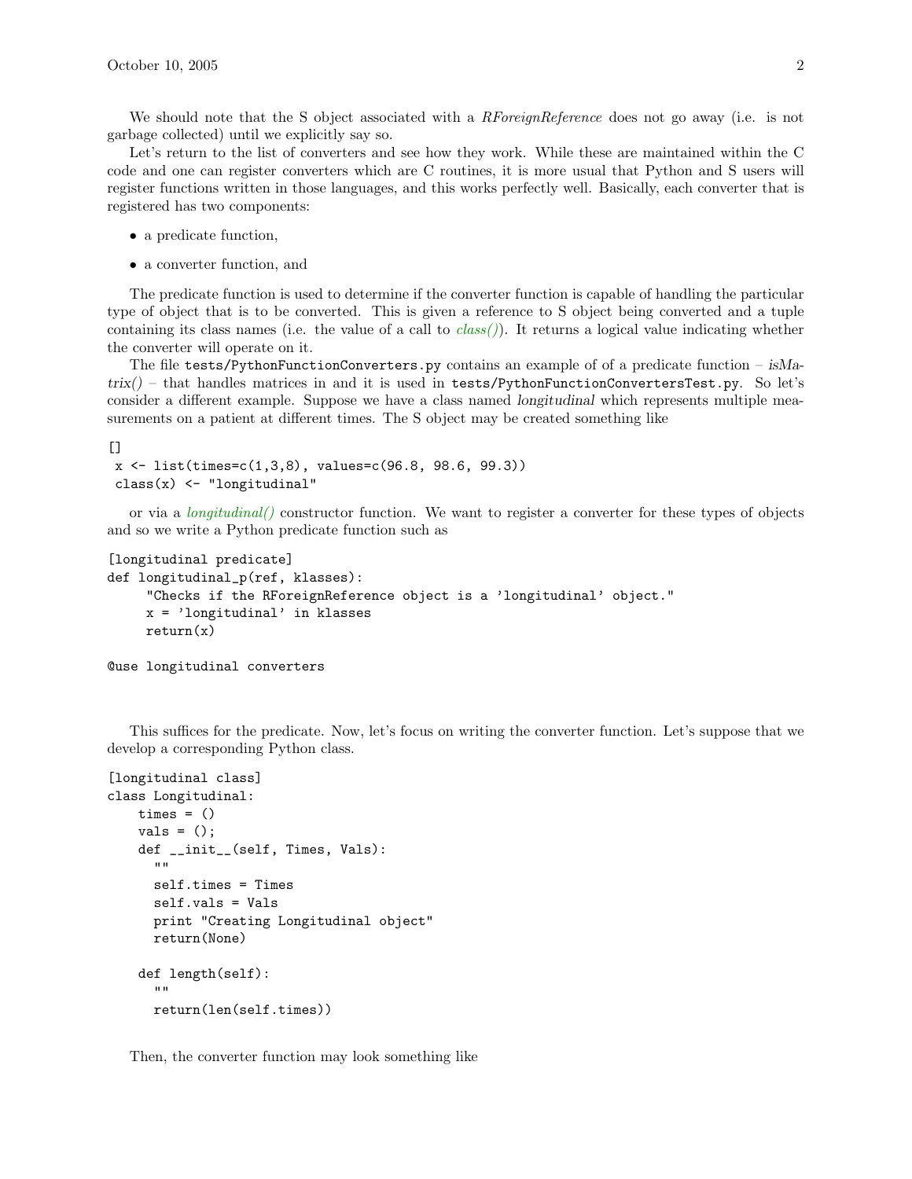We should note that the S object associated with a *RForeignReference* does not go away (i.e. is not garbage collected) until we explicitly say so.

Let's return to the list of converters and see how they work. While these are maintained within the C code and one can register converters which are C routines, it is more usual that Python and S users will register functions written in those languages, and this works perfectly well. Basically, each converter that is registered has two components:

- a predicate function,
- a converter function, and

The predicate function is used to determine if the converter function is capable of handling the particular type of object that is to be converted. This is given a reference to S object being converted and a tuple containing its class names (i.e. the value of a call to *class()*). It returns a logical value indicating whether the converter will operate on it.

The file `tests/PythonFunctionConverters.py` contains an example of of a predicate function – *isMatrix()* – that handles matrices in and it is used in `tests/PythonFunctionConvertersTest.py`. So let's consider a different example. Suppose we have a class named *longitudinal* which represents multiple measurements on a patient at different times. The S object may be created something like

```
[]
 x <- list(times=c(1,3,8), values=c(96.8, 98.6, 99.3))
 class(x) <- "longitudinal"
```

or via a *longitudinal()* constructor function. We want to register a converter for these types of objects and so we write a Python predicate function such as

```
[longitudinal predicate]
def longitudinal_p(ref, klasses):
     "Checks if the RForeignReference object is a 'longitudinal' object."
     x = 'longitudinal' in klasses
     return(x)

@use longitudinal converters
```

This suffices for the predicate. Now, let's focus on writing the converter function. Let's suppose that we develop a corresponding Python class.

```
[longitudinal class]
class Longitudinal:
    times = ()
    vals = ();
    def __init__(self, Times, Vals):
      ""
      self.times = Times
      self.vals = Vals
      print "Creating Longitudinal object"
      return(None)

    def length(self):
      ""
      return(len(self.times))
```

Then, the converter function may look something like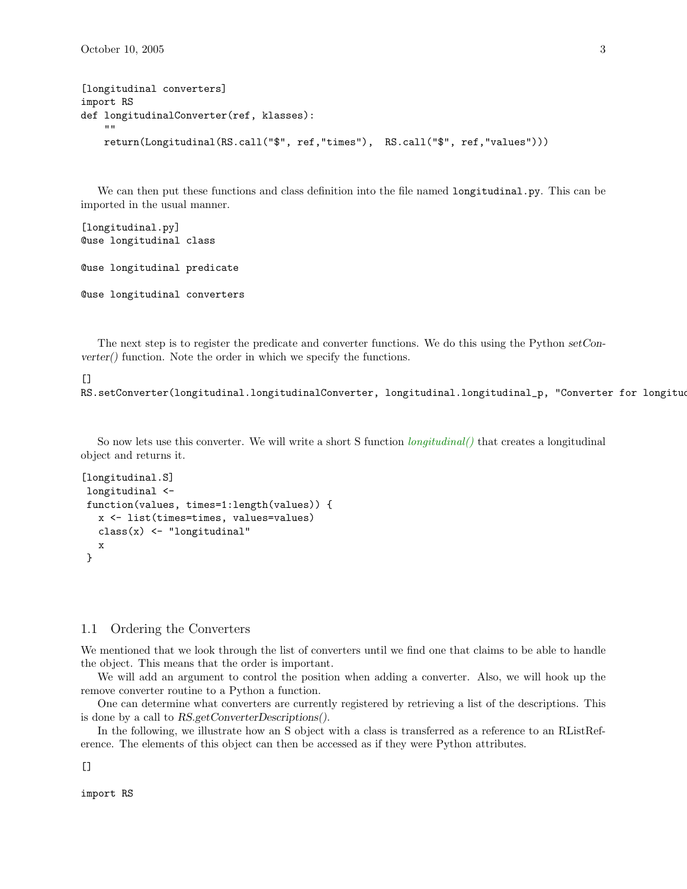```
[longitudinal converters]
import RS
def longitudinalConverter(ref, klasses):
    ""
    return(Longitudinal(RS.call("$", ref,"times"),  RS.call("$", ref,"values")))
```

We can then put these functions and class definition into the file named `longitudinal.py`. This can be imported in the usual manner.

```
[longitudinal.py]
@use longitudinal class

@use longitudinal predicate

@use longitudinal converters
```

The next step is to register the predicate and converter functions. We do this using the Python *setConverter()* function. Note the order in which we specify the functions.

```
[]
RS.setConverter(longitudinal.longitudinalConverter, longitudinal.longitudinal_p, "Converter for longituc
```

So now lets use this converter. We will write a short S function *longitudinal()* that creates a longitudinal object and returns it.

```
[longitudinal.S]
 longitudinal <-
 function(values, times=1:length(values)) {
   x <- list(times=times, values=values)
   class(x) <- "longitudinal"
   x
 }
```

## 1.1 Ordering the Converters

We mentioned that we look through the list of converters until we find one that claims to be able to handle the object. This means that the order is important.

We will add an argument to control the position when adding a converter. Also, we will hook up the remove converter routine to a Python a function.

One can determine what converters are currently registered by retrieving a list of the descriptions. This is done by a call to *RS.getConverterDescriptions()*.

In the following, we illustrate how an S object with a class is transferred as a reference to an RListReference. The elements of this object can then be accessed as if they were Python attributes.

```
[]

import RS
```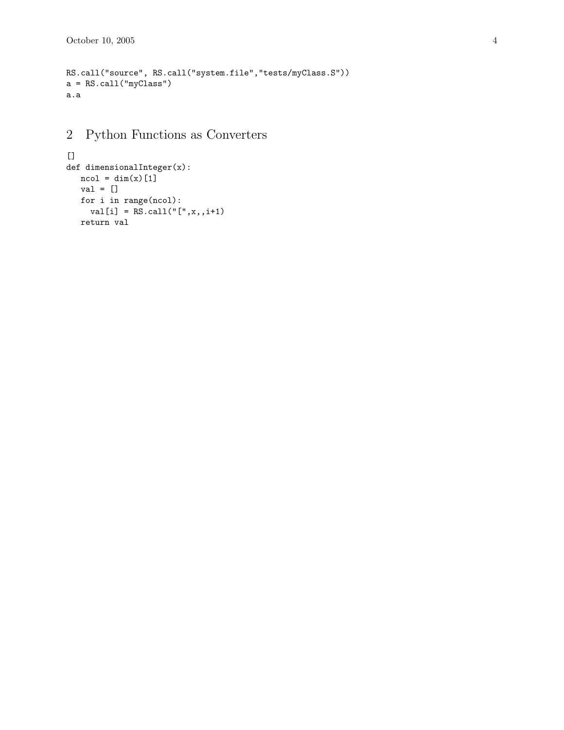```
RS.call("source", RS.call("system.file","tests/myClass.S"))
a = RS.call("myClass")
a.a
```

## 2 Python Functions as Converters

```
[]
def dimensionalInteger(x):
   ncol = dim(x)[1]
   val = []
   for i in range(ncol):
     val[i] = RS.call("[",x,,i+1)
   return val
```